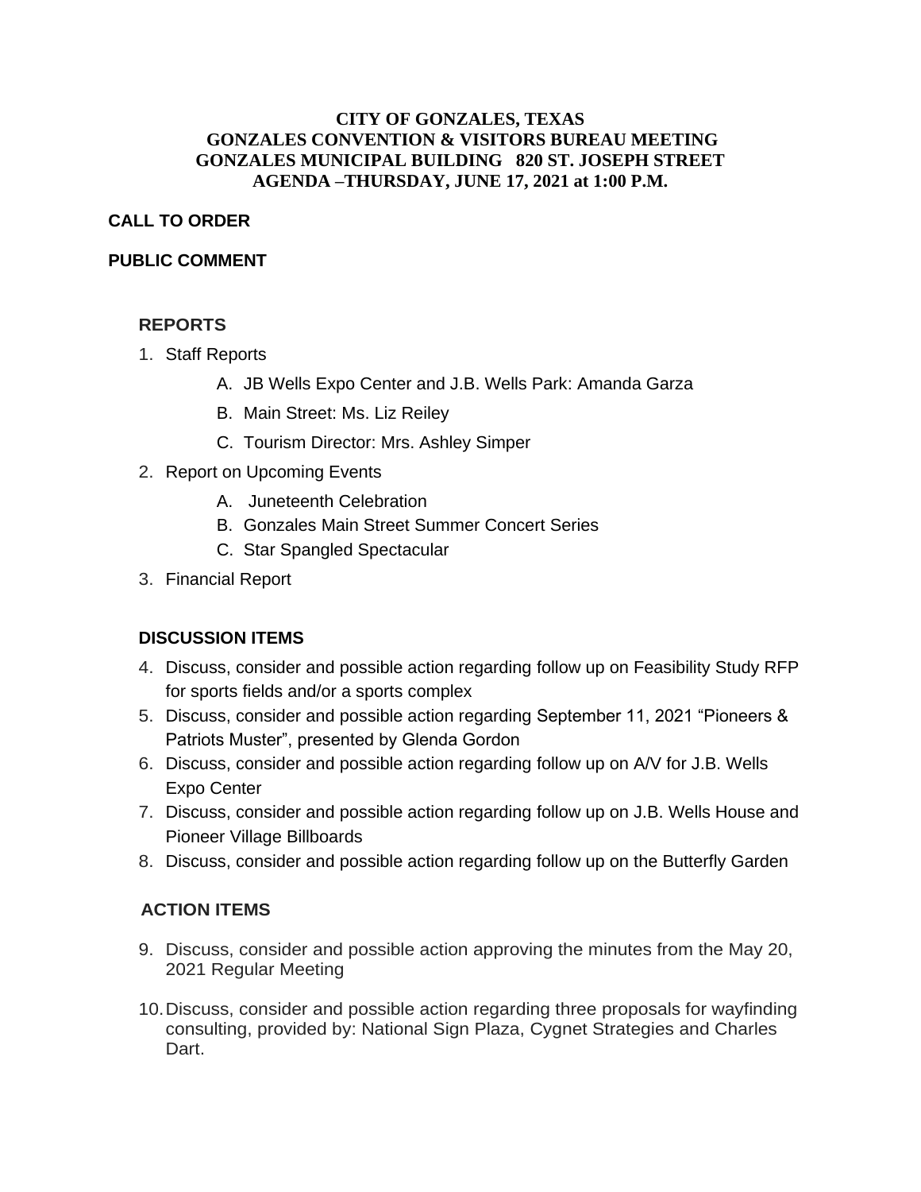# CITY OF GONZALES, TEXAS
## GONZALES CONVENTION & VISITORS BUREAU MEETING
## GONZALES MUNICIPAL BUILDING 820 ST. JOSEPH STREET
## AGENDA –THURSDAY, JUNE 17, 2021 at 1:00 P.M.

**CALL TO ORDER**

**PUBLIC COMMENT**

### REPORTS

1. Staff Reports
   - A. JB Wells Expo Center and J.B. Wells Park: Amanda Garza
   - B. Main Street: Ms. Liz Reiley
   - C. Tourism Director: Mrs. Ashley Simper
2. Report on Upcoming Events
   - A. Juneteenth Celebration
   - B. Gonzales Main Street Summer Concert Series
   - C. Star Spangled Spectacular
3. Financial Report

### DISCUSSION ITEMS

4. Discuss, consider and possible action regarding follow up on Feasibility Study RFP for sports fields and/or a sports complex
5. Discuss, consider and possible action regarding September 11, 2021 "Pioneers & Patriots Muster", presented by Glenda Gordon
6. Discuss, consider and possible action regarding follow up on A/V for J.B. Wells Expo Center
7. Discuss, consider and possible action regarding follow up on J.B. Wells House and Pioneer Village Billboards
8. Discuss, consider and possible action regarding follow up on the Butterfly Garden

### ACTION ITEMS

9. Discuss, consider and possible action approving the minutes from the May 20, 2021 Regular Meeting
10. Discuss, consider and possible action regarding three proposals for wayfinding consulting, provided by: National Sign Plaza, Cygnet Strategies and Charles Dart.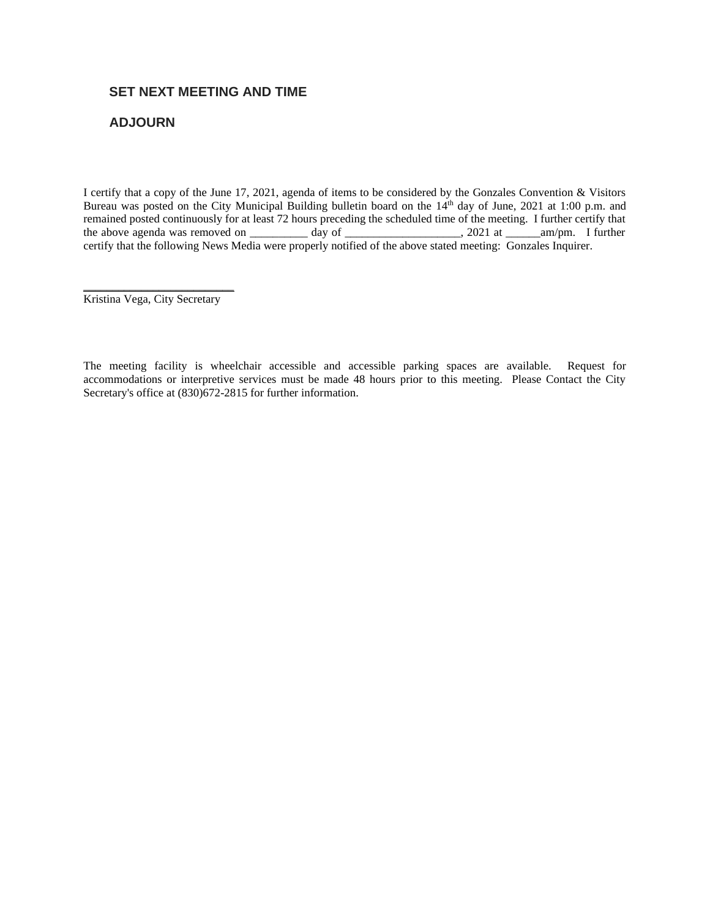**SET NEXT MEETING AND TIME**

**ADJOURN**

I certify that a copy of the June 17, 2021, agenda of items to be considered by the Gonzales Convention & Visitors Bureau was posted on the City Municipal Building bulletin board on the 14th day of June, 2021 at 1:00 p.m. and remained posted continuously for at least 72 hours preceding the scheduled time of the meeting. I further certify that the above agenda was removed on __________ day of ____________________, 2021 at ______am/pm. I further certify that the following News Media were properly notified of the above stated meeting: Gonzales Inquirer.

_________________________
Kristina Vega, City Secretary

The meeting facility is wheelchair accessible and accessible parking spaces are available. Request for accommodations or interpretive services must be made 48 hours prior to this meeting. Please Contact the City Secretary's office at (830)672-2815 for further information.